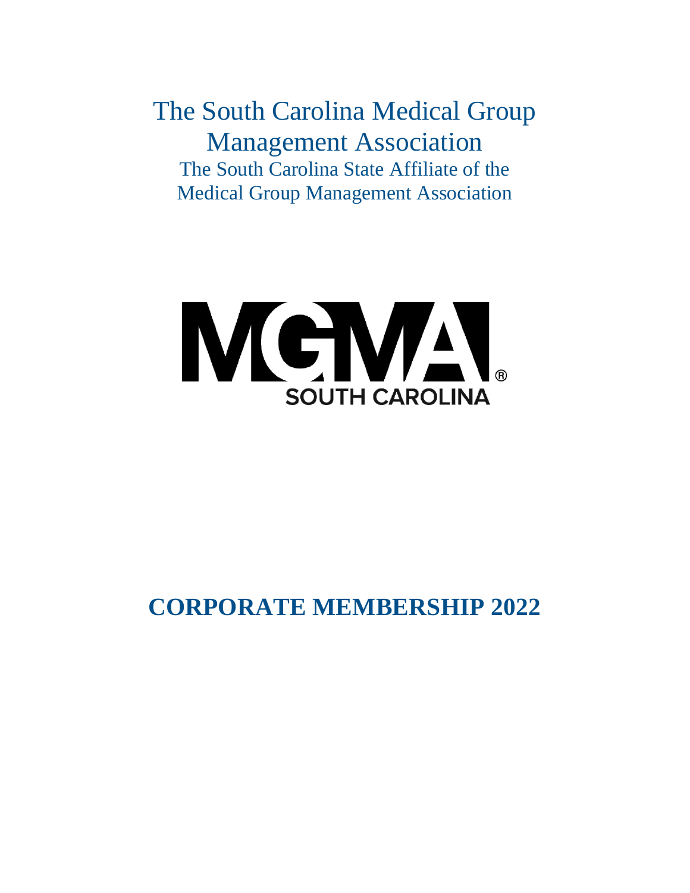# The South Carolina Medical Group Management Association

The South Carolina State Affiliate of the Medical Group Management Association

MGMA®
SOUTH CAROLINA

## CORPORATE MEMBERSHIP 2022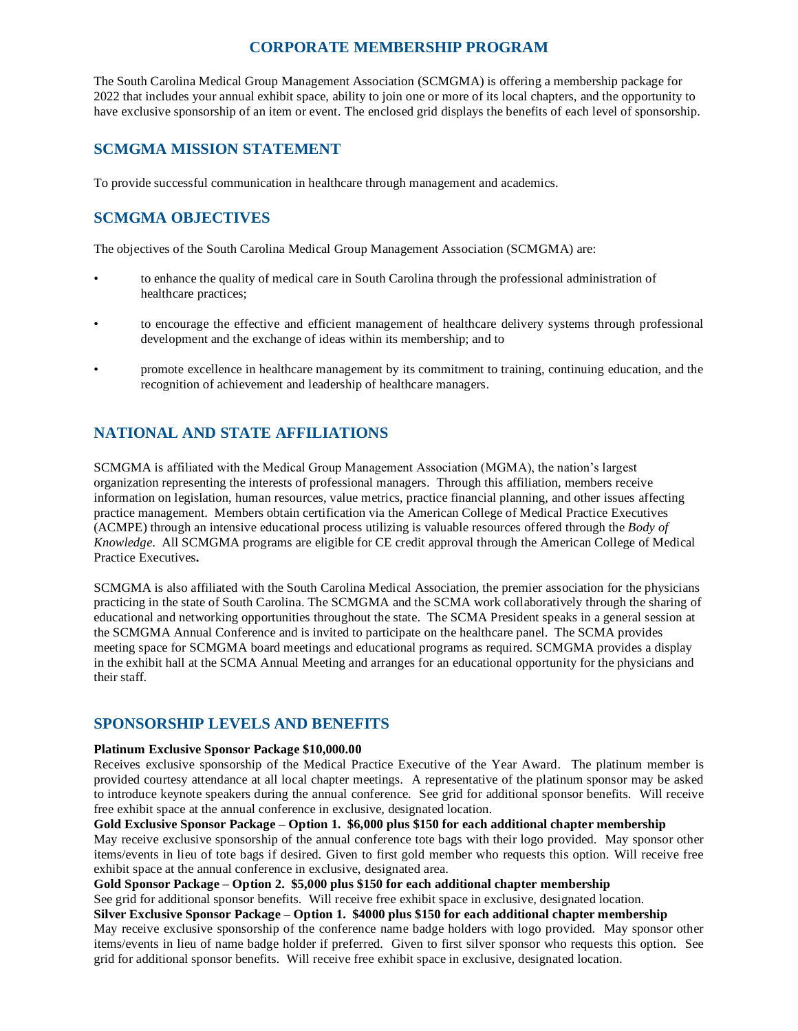## CORPORATE MEMBERSHIP PROGRAM

The South Carolina Medical Group Management Association (SCMGMA) is offering a membership package for 2022 that includes your annual exhibit space, ability to join one or more of its local chapters, and the opportunity to have exclusive sponsorship of an item or event. The enclosed grid displays the benefits of each level of sponsorship.

## SCMGMA MISSION STATEMENT

To provide successful communication in healthcare through management and academics.

## SCMGMA OBJECTIVES

The objectives of the South Carolina Medical Group Management Association (SCMGMA) are:

- to enhance the quality of medical care in South Carolina through the professional administration of healthcare practices;
- to encourage the effective and efficient management of healthcare delivery systems through professional development and the exchange of ideas within its membership; and to
- promote excellence in healthcare management by its commitment to training, continuing education, and the recognition of achievement and leadership of healthcare managers.

## NATIONAL AND STATE AFFILIATIONS

SCMGMA is affiliated with the Medical Group Management Association (MGMA), the nation's largest organization representing the interests of professional managers. Through this affiliation, members receive information on legislation, human resources, value metrics, practice financial planning, and other issues affecting practice management. Members obtain certification via the American College of Medical Practice Executives (ACMPE) through an intensive educational process utilizing is valuable resources offered through the *Body of Knowledge*. All SCMGMA programs are eligible for CE credit approval through the American College of Medical Practice Executives**.**

SCMGMA is also affiliated with the South Carolina Medical Association, the premier association for the physicians practicing in the state of South Carolina. The SCMGMA and the SCMA work collaboratively through the sharing of educational and networking opportunities throughout the state. The SCMA President speaks in a general session at the SCMGMA Annual Conference and is invited to participate on the healthcare panel. The SCMA provides meeting space for SCMGMA board meetings and educational programs as required. SCMGMA provides a display in the exhibit hall at the SCMA Annual Meeting and arranges for an educational opportunity for the physicians and their staff.

## SPONSORSHIP LEVELS AND BENEFITS

**Platinum Exclusive Sponsor Package $10,000.00**
Receives exclusive sponsorship of the Medical Practice Executive of the Year Award. The platinum member is provided courtesy attendance at all local chapter meetings. A representative of the platinum sponsor may be asked to introduce keynote speakers during the annual conference. See grid for additional sponsor benefits. Will receive free exhibit space at the annual conference in exclusive, designated location.

**Gold Exclusive Sponsor Package – Option 1. $6,000 plus $150 for each additional chapter membership**
May receive exclusive sponsorship of the annual conference tote bags with their logo provided. May sponsor other items/events in lieu of tote bags if desired. Given to first gold member who requests this option. Will receive free exhibit space at the annual conference in exclusive, designated area.

**Gold Sponsor Package – Option 2. $5,000 plus $150 for each additional chapter membership**
See grid for additional sponsor benefits. Will receive free exhibit space in exclusive, designated location.

**Silver Exclusive Sponsor Package – Option 1. $4000 plus $150 for each additional chapter membership**
May receive exclusive sponsorship of the conference name badge holders with logo provided. May sponsor other items/events in lieu of name badge holder if preferred. Given to first silver sponsor who requests this option. See grid for additional sponsor benefits. Will receive free exhibit space in exclusive, designated location.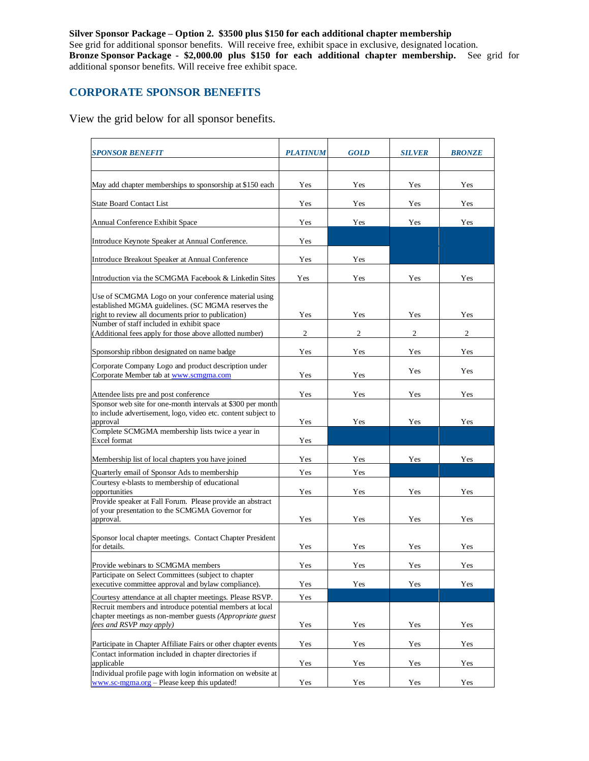**Silver Sponsor Package – Option 2. $3500 plus $150 for each additional chapter membership**
See grid for additional sponsor benefits. Will receive free, exhibit space in exclusive, designated location.
**Bronze Sponsor Package - $2,000.00 plus $150 for each additional chapter membership.** See grid for additional sponsor benefits. Will receive free exhibit space.

## CORPORATE SPONSOR BENEFITS

View the grid below for all sponsor benefits.

| *SPONSOR BENEFIT* | *PLATINUM* | *GOLD* | *SILVER* | *BRONZE* |
|---|---|---|---|---|
| | | | | |
| May add chapter memberships to sponsorship at $150 each | Yes | Yes | Yes | Yes |
| State Board Contact List | Yes | Yes | Yes | Yes |
| Annual Conference Exhibit Space | Yes | Yes | Yes | Yes |
| Introduce Keynote Speaker at Annual Conference. | Yes | | | |
| Introduce Breakout Speaker at Annual Conference | Yes | Yes | | |
| Introduction via the SCMGMA Facebook & Linkedin Sites | Yes | Yes | Yes | Yes |
| Use of SCMGMA Logo on your conference material using established MGMA guidelines. (SC MGMA reserves the right to review all documents prior to publication) | Yes | Yes | Yes | Yes |
| Number of staff included in exhibit space (Additional fees apply for those above allotted number) | 2 | 2 | 2 | 2 |
| Sponsorship ribbon designated on name badge | Yes | Yes | Yes | Yes |
| Corporate Company Logo and product description under Corporate Member tab at www.scmgma.com | Yes | Yes | Yes | Yes |
| Attendee lists pre and post conference | Yes | Yes | Yes | Yes |
| Sponsor web site for one-month intervals at $300 per month to include advertisement, logo, video etc. content subject to approval | Yes | Yes | Yes | Yes |
| Complete SCMGMA membership lists twice a year in Excel format | Yes | | | |
| Membership list of local chapters you have joined | Yes | Yes | Yes | Yes |
| Quarterly email of Sponsor Ads to membership | Yes | Yes | | |
| Courtesy e-blasts to membership of educational opportunities | Yes | Yes | Yes | Yes |
| Provide speaker at Fall Forum. Please provide an abstract of your presentation to the SCMGMA Governor for approval. | Yes | Yes | Yes | Yes |
| Sponsor local chapter meetings. Contact Chapter President for details. | Yes | Yes | Yes | Yes |
| Provide webinars to SCMGMA members | Yes | Yes | Yes | Yes |
| Participate on Select Committees (subject to chapter executive committee approval and bylaw compliance). | Yes | Yes | Yes | Yes |
| Courtesy attendance at all chapter meetings. Please RSVP. | Yes | | | |
| Recruit members and introduce potential members at local chapter meetings as non-member guests *(Appropriate guest fees and RSVP may apply)* | Yes | Yes | Yes | Yes |
| Participate in Chapter Affiliate Fairs or other chapter events | Yes | Yes | Yes | Yes |
| Contact information included in chapter directories if applicable | Yes | Yes | Yes | Yes |
| Individual profile page with login information on website at www.sc-mgma.org – Please keep this updated! | Yes | Yes | Yes | Yes |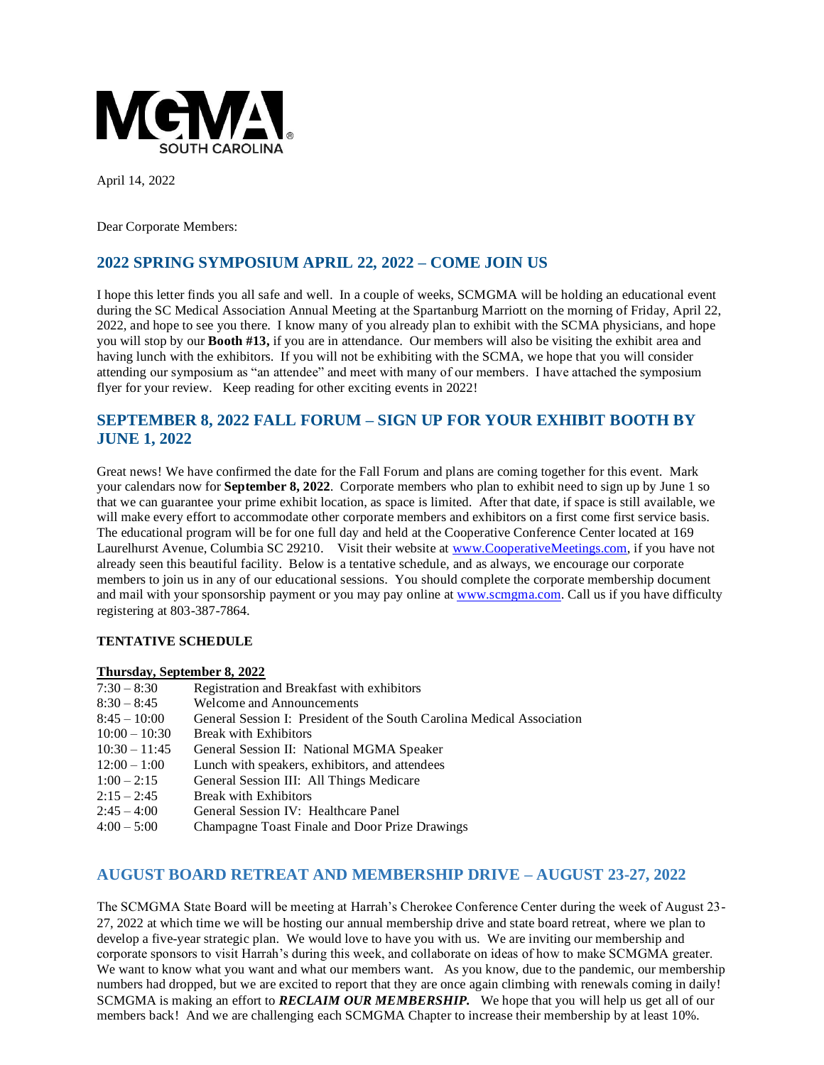MGMA SOUTH CAROLINA

April 14, 2022

Dear Corporate Members:

## 2022 SPRING SYMPOSIUM APRIL 22, 2022 – COME JOIN US

I hope this letter finds you all safe and well. In a couple of weeks, SCMGMA will be holding an educational event during the SC Medical Association Annual Meeting at the Spartanburg Marriott on the morning of Friday, April 22, 2022, and hope to see you there. I know many of you already plan to exhibit with the SCMA physicians, and hope you will stop by our **Booth #13,** if you are in attendance. Our members will also be visiting the exhibit area and having lunch with the exhibitors. If you will not be exhibiting with the SCMA, we hope that you will consider attending our symposium as "an attendee" and meet with many of our members. I have attached the symposium flyer for your review. Keep reading for other exciting events in 2022!

## SEPTEMBER 8, 2022 FALL FORUM – SIGN UP FOR YOUR EXHIBIT BOOTH BY JUNE 1, 2022

Great news! We have confirmed the date for the Fall Forum and plans are coming together for this event. Mark your calendars now for **September 8, 2022**. Corporate members who plan to exhibit need to sign up by June 1 so that we can guarantee your prime exhibit location, as space is limited. After that date, if space is still available, we will make every effort to accommodate other corporate members and exhibitors on a first come first service basis. The educational program will be for one full day and held at the Cooperative Conference Center located at 169 Laurelhurst Avenue, Columbia SC 29210. Visit their website at www.CooperativeMeetings.com, if you have not already seen this beautiful facility. Below is a tentative schedule, and as always, we encourage our corporate members to join us in any of our educational sessions. You should complete the corporate membership document and mail with your sponsorship payment or you may pay online at www.scmgma.com. Call us if you have difficulty registering at 803-387-7864.

**TENTATIVE SCHEDULE**

**Thursday, September 8, 2022**

| | |
|---|---|
| 7:30 – 8:30 | Registration and Breakfast with exhibitors |
| 8:30 – 8:45 | Welcome and Announcements |
| 8:45 – 10:00 | General Session I: President of the South Carolina Medical Association |
| 10:00 – 10:30 | Break with Exhibitors |
| 10:30 – 11:45 | General Session II: National MGMA Speaker |
| 12:00 – 1:00 | Lunch with speakers, exhibitors, and attendees |
| 1:00 – 2:15 | General Session III: All Things Medicare |
| 2:15 – 2:45 | Break with Exhibitors |
| 2:45 – 4:00 | General Session IV: Healthcare Panel |
| 4:00 – 5:00 | Champagne Toast Finale and Door Prize Drawings |

## AUGUST BOARD RETREAT AND MEMBERSHIP DRIVE – AUGUST 23-27, 2022

The SCMGMA State Board will be meeting at Harrah's Cherokee Conference Center during the week of August 23-27, 2022 at which time we will be hosting our annual membership drive and state board retreat, where we plan to develop a five-year strategic plan. We would love to have you with us. We are inviting our membership and corporate sponsors to visit Harrah's during this week, and collaborate on ideas of how to make SCMGMA greater. We want to know what you want and what our members want. As you know, due to the pandemic, our membership numbers had dropped, but we are excited to report that they are once again climbing with renewals coming in daily! SCMGMA is making an effort to ***RECLAIM OUR MEMBERSHIP.*** We hope that you will help us get all of our members back! And we are challenging each SCMGMA Chapter to increase their membership by at least 10%.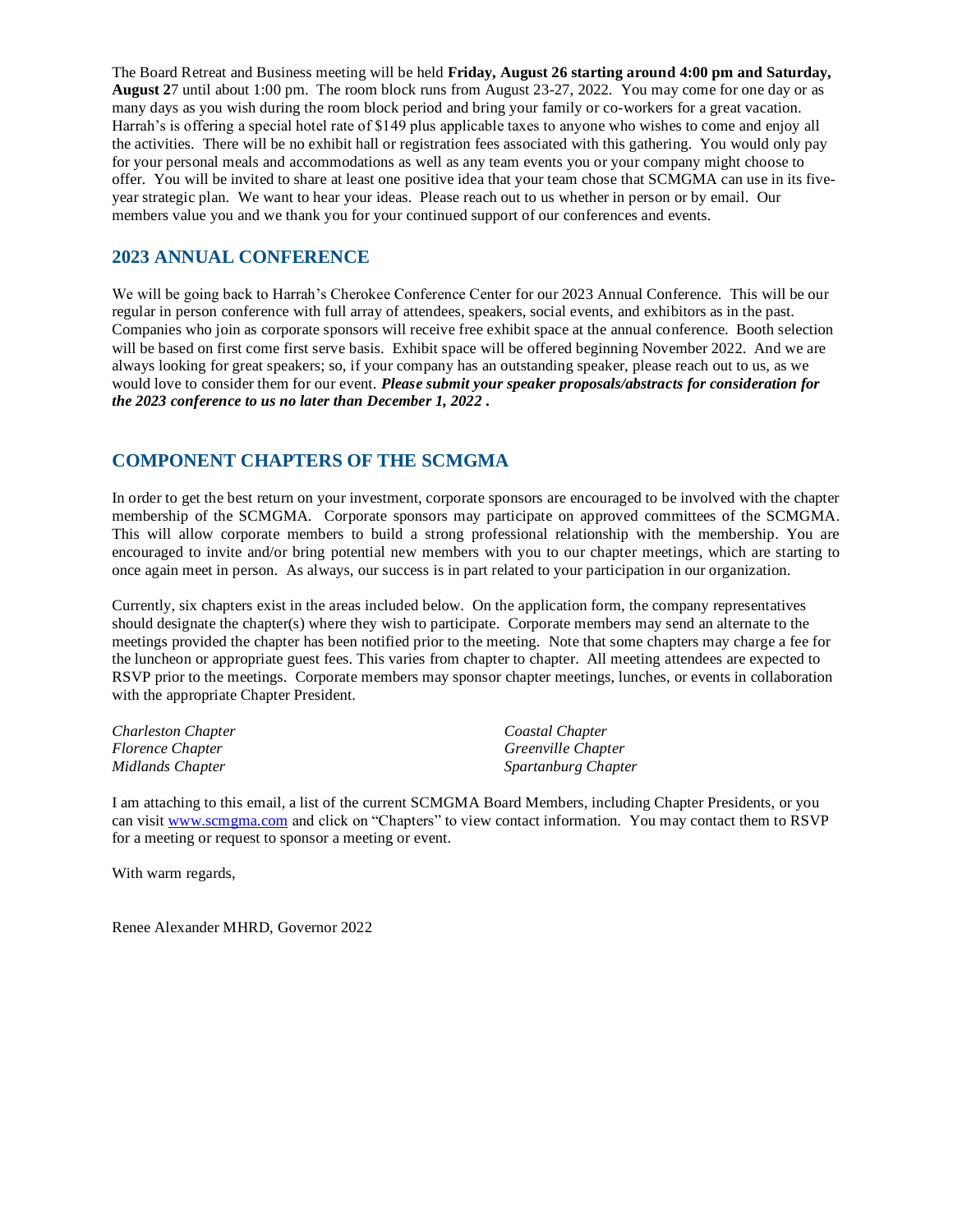The Board Retreat and Business meeting will be held **Friday, August 26 starting around 4:00 pm and Saturday, August 2**7 until about 1:00 pm. The room block runs from August 23-27, 2022. You may come for one day or as many days as you wish during the room block period and bring your family or co-workers for a great vacation. Harrah's is offering a special hotel rate of $149 plus applicable taxes to anyone who wishes to come and enjoy all the activities. There will be no exhibit hall or registration fees associated with this gathering. You would only pay for your personal meals and accommodations as well as any team events you or your company might choose to offer. You will be invited to share at least one positive idea that your team chose that SCMGMA can use in its five-year strategic plan. We want to hear your ideas. Please reach out to us whether in person or by email. Our members value you and we thank you for your continued support of our conferences and events.

## 2023 ANNUAL CONFERENCE

We will be going back to Harrah's Cherokee Conference Center for our 2023 Annual Conference. This will be our regular in person conference with full array of attendees, speakers, social events, and exhibitors as in the past. Companies who join as corporate sponsors will receive free exhibit space at the annual conference. Booth selection will be based on first come first serve basis. Exhibit space will be offered beginning November 2022. And we are always looking for great speakers; so, if your company has an outstanding speaker, please reach out to us, as we would love to consider them for our event. ***Please submit your speaker proposals/abstracts for consideration for the 2023 conference to us no later than December 1, 2022 .***

## COMPONENT CHAPTERS OF THE SCMGMA

In order to get the best return on your investment, corporate sponsors are encouraged to be involved with the chapter membership of the SCMGMA. Corporate sponsors may participate on approved committees of the SCMGMA. This will allow corporate members to build a strong professional relationship with the membership. You are encouraged to invite and/or bring potential new members with you to our chapter meetings, which are starting to once again meet in person. As always, our success is in part related to your participation in our organization.

Currently, six chapters exist in the areas included below. On the application form, the company representatives should designate the chapter(s) where they wish to participate. Corporate members may send an alternate to the meetings provided the chapter has been notified prior to the meeting. Note that some chapters may charge a fee for the luncheon or appropriate guest fees. This varies from chapter to chapter. All meeting attendees are expected to RSVP prior to the meetings. Corporate members may sponsor chapter meetings, lunches, or events in collaboration with the appropriate Chapter President.

*Charleston Chapter*
*Coastal Chapter*
*Florence Chapter*
*Greenville Chapter*
*Midlands Chapter*
*Spartanburg Chapter*

I am attaching to this email, a list of the current SCMGMA Board Members, including Chapter Presidents, or you can visit www.scmgma.com and click on "Chapters" to view contact information. You may contact them to RSVP for a meeting or request to sponsor a meeting or event.

With warm regards,

Renee Alexander MHRD, Governor 2022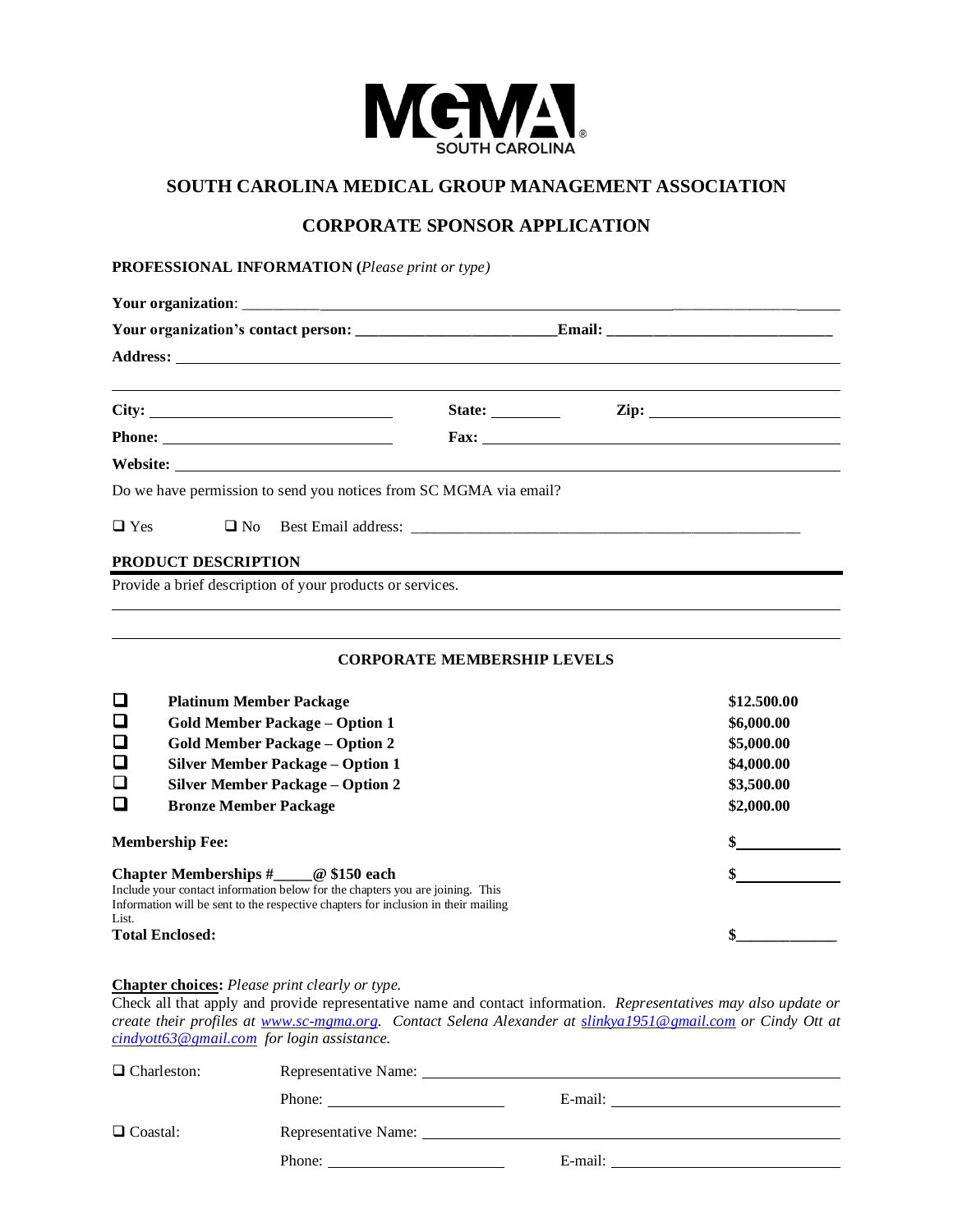# SOUTH CAROLINA MEDICAL GROUP MANAGEMENT ASSOCIATION

## CORPORATE SPONSOR APPLICATION

**PROFESSIONAL INFORMATION (***Please print or type)*

**Your organization**: ______________________________________________

**Your organization's contact person:** _________________________**Email:** _____________________________

**Address:** ______________________________________________

______________________________________________

**City:** ____________________ **State:** _________ **Zip:** ____________________

**Phone:** ____________________ **Fax:** ____________________

**Website:** ______________________________________________

Do we have permission to send you notices from SC MGMA via email?

❑ Yes ❑ No Best Email address: ______________________________________________

**PRODUCT DESCRIPTION**

Provide a brief description of your products or services.

______________________________________________

______________________________________________

### CORPORATE MEMBERSHIP LEVELS

| | | |
|---|---|---|
| ❑ | **Platinum Member Package** | **$12.500.00** |
| ❑ | **Gold Member Package – Option 1** | **$6,000.00** |
| ❑ | **Gold Member Package – Option 2** | **$5,000.00** |
| ❑ | **Silver Member Package – Option 1** | **$4,000.00** |
| ❑ | **Silver Member Package – Option 2** | **$3,500.00** |
| ❑ | **Bronze Member Package** | **$2,000.00** |

**Membership Fee:** **$**____________

**Chapter Memberships #_____@ $150 each** **$**____________
Include your contact information below for the chapters you are joining. This Information will be sent to the respective chapters for inclusion in their mailing List.

**Total Enclosed:** **$**____________

**Chapter choices:** *Please print clearly or type.*
Check all that apply and provide representative name and contact information. *Representatives may also update or create their profiles at www.sc-mgma.org. Contact Selena Alexander at slinkya1951@gmail.com or Cindy Ott at cindyott63@gmail.com for login assistance.*

❑ Charleston: Representative Name: ______________________________
Phone: ____________________ E-mail: ____________________

❑ Coastal: Representative Name: ______________________________
Phone: ____________________ E-mail: ____________________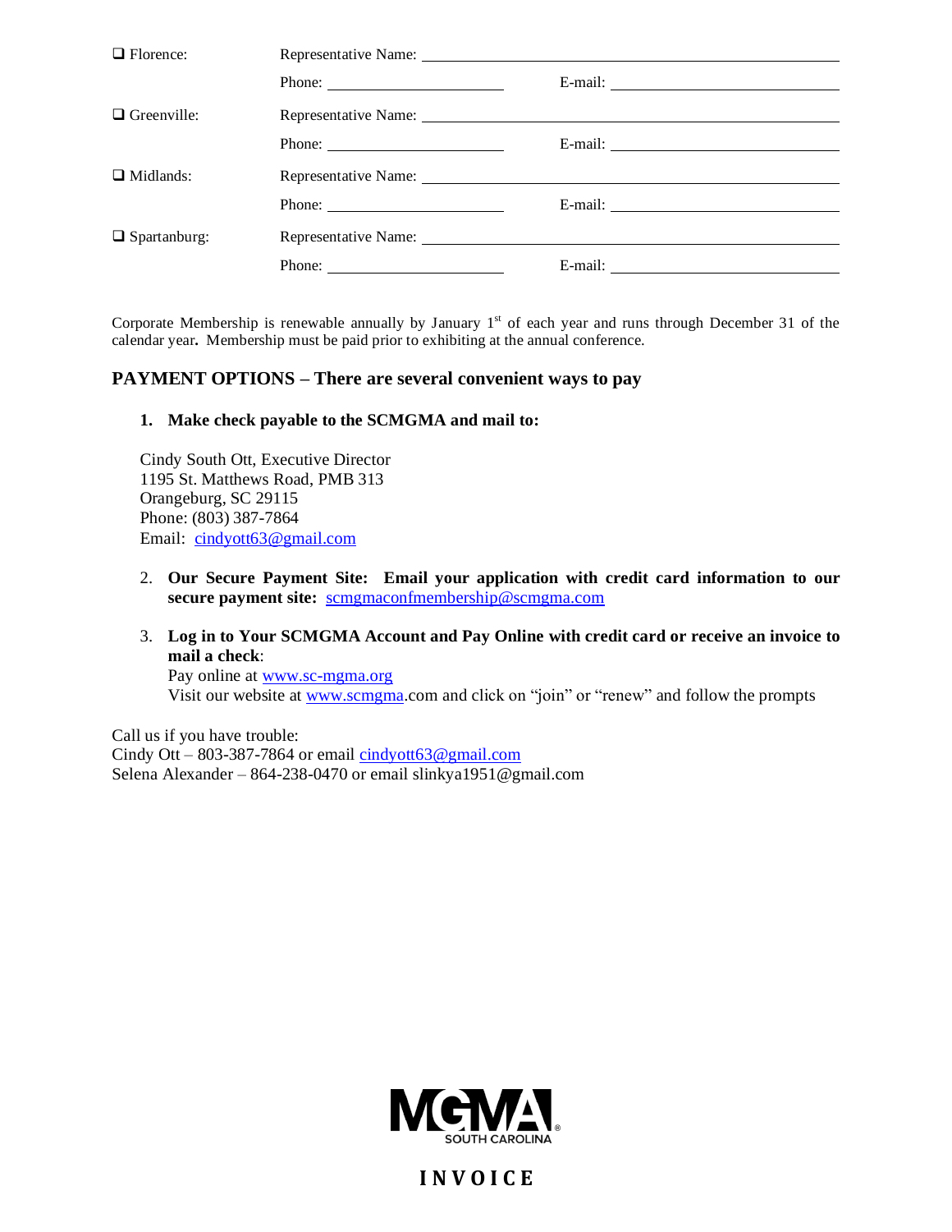❑ Florence: Representative Name: ______________________________

Phone: ____________________ E-mail: ____________________

❑ Greenville: Representative Name: ______________________________

Phone: ____________________ E-mail: ____________________

❑ Midlands: Representative Name: ______________________________

Phone: ____________________ E-mail: ____________________

❑ Spartanburg: Representative Name: ______________________________

Phone: ____________________ E-mail: ____________________

Corporate Membership is renewable annually by January 1st of each year and runs through December 31 of the calendar year**.** Membership must be paid prior to exhibiting at the annual conference.

## PAYMENT OPTIONS – There are several convenient ways to pay

1. **Make check payable to the SCMGMA and mail to:**

   Cindy South Ott, Executive Director
   1195 St. Matthews Road, PMB 313
   Orangeburg, SC 29115
   Phone: (803) 387-7864
   Email: cindyott63@gmail.com

2. **Our Secure Payment Site: Email your application with credit card information to our secure payment site:** scmgmaconfmembership@scmgma.com

3. **Log in to Your SCMGMA Account and Pay Online with credit card or receive an invoice to mail a check**:
   Pay online at www.sc-mgma.org
   Visit our website at www.scmgma.com and click on "join" or "renew" and follow the prompts

Call us if you have trouble:
Cindy Ott – 803-387-7864 or email cindyott63@gmail.com
Selena Alexander – 864-238-0470 or email slinkya1951@gmail.com

MGMA® SOUTH CAROLINA

**INVOICE**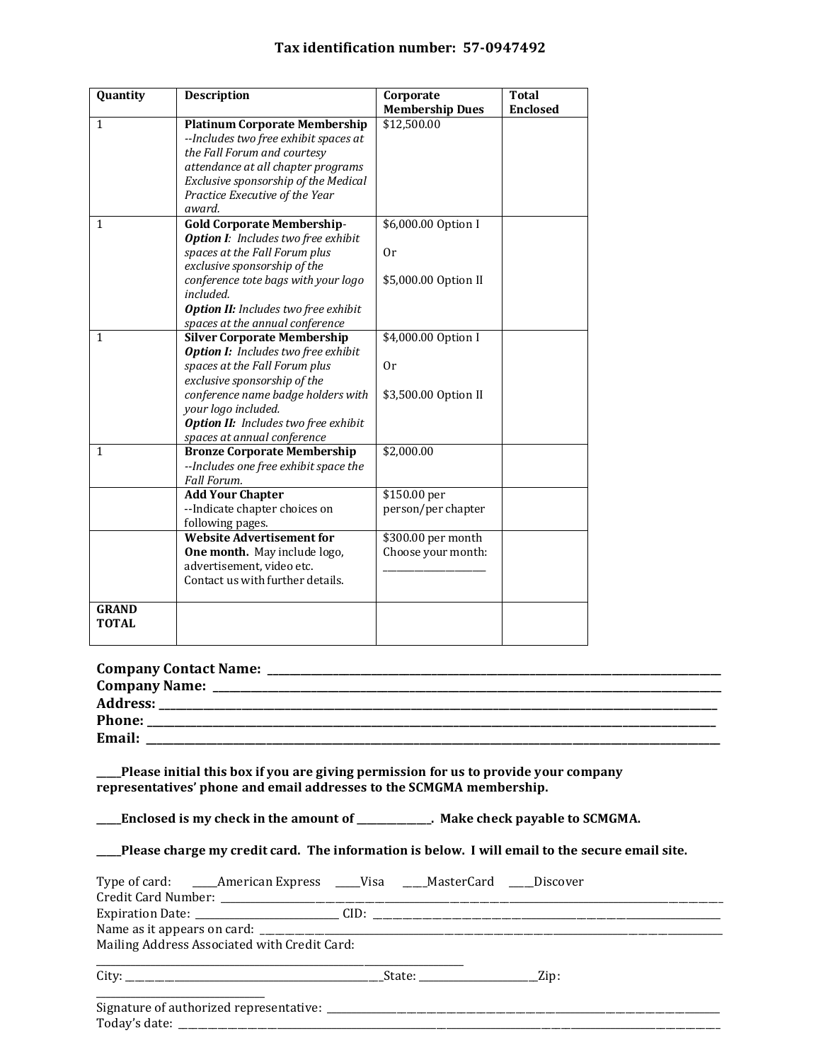**Tax identification number: 57-0947492**

| Quantity | Description | Corporate Membership Dues | Total Enclosed |
|---|---|---|---|
| 1 | **Platinum Corporate Membership** *--Includes two free exhibit spaces at the Fall Forum and courtesy attendance at all chapter programs Exclusive sponsorship of the Medical Practice Executive of the Year award.* | $12,500.00 | |
| 1 | **Gold Corporate Membership**- ***Option I**: Includes two free exhibit spaces at the Fall Forum plus exclusive sponsorship of the conference tote bags with your logo included.* ***Option II:** Includes two free exhibit spaces at the annual conference* | $6,000.00 Option I<br><br>Or<br><br>$5,000.00 Option II | |
| 1 | **Silver Corporate Membership** ***Option I:** Includes two free exhibit spaces at the Fall Forum plus exclusive sponsorship of the conference name badge holders with your logo included.* ***Option II:** Includes two free exhibit spaces at annual conference* | $4,000.00 Option I<br><br>Or<br><br>$3,500.00 Option II | |
| 1 | **Bronze Corporate Membership** *--Includes one free exhibit space the Fall Forum.* | $2,000.00 | |
| | **Add Your Chapter** --Indicate chapter choices on following pages. | $150.00 per person/per chapter | |
| | **Website Advertisement for One month.** May include logo, advertisement, video etc. Contact us with further details. | $300.00 per month Choose your month: ____________________ | |
| **GRAND TOTAL** | | | |

**Company Contact Name:** ______________________________________________

**Company Name:** ______________________________________________

**Address:** ______________________________________________

**Phone:** ______________________________________________

**Email:** ______________________________________________

**_____Please initial this box if you are giving permission for us to provide your company representatives' phone and email addresses to the SCMGMA membership.**

**_____Enclosed is my check in the amount of _____________. Make check payable to SCMGMA.**

**_____Please charge my credit card. The information is below. I will email to the secure email site.**

Type of card: _____American Express _____Visa ____MasterCard ____Discover

Credit Card Number: ______________________________________________

Expiration Date: ________________________ CID: ______________________________

Name as it appears on card: ______________________________________________

Mailing Address Associated with Credit Card:

______________________________________________

City: ______________________________State: ____________________Zip: ____________________

Signature of authorized representative: ______________________________________________

Today's date: ______________________________________________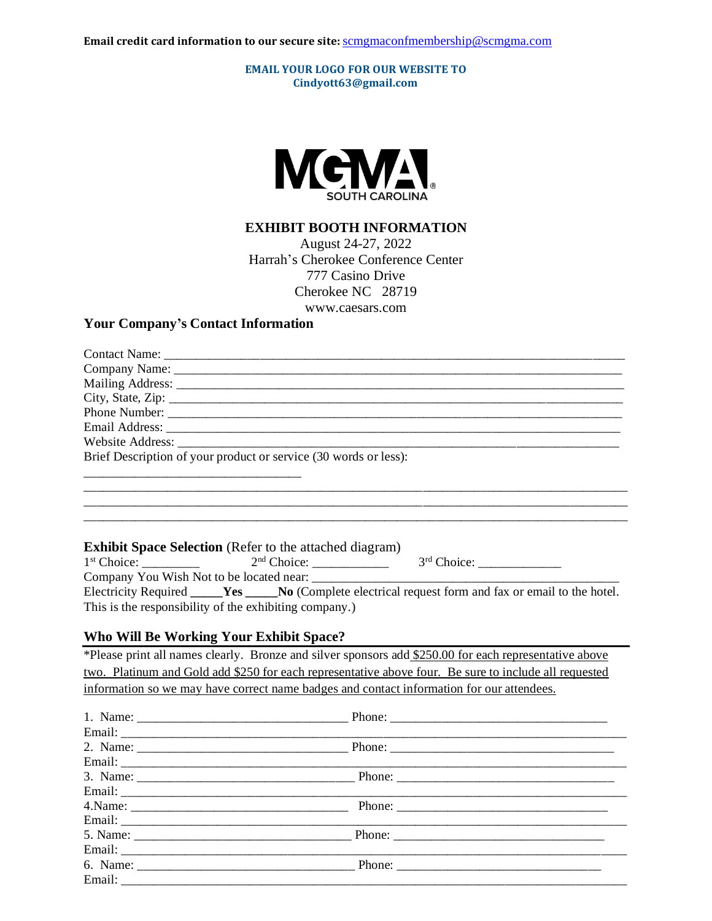**Email credit card information to our secure site:** scmgmaconfmembership@scmgma.com

**EMAIL YOUR LOGO FOR OUR WEBSITE TO**
**Cindyott63@gmail.com**

MGMA SOUTH CAROLINA

## EXHIBIT BOOTH INFORMATION

August 24-27, 2022
Harrah's Cherokee Conference Center
777 Casino Drive
Cherokee NC 28719
www.caesars.com

### Your Company's Contact Information

Contact Name: ___________________________________________________________________

Company Name: __________________________________________________________________

Mailing Address: __________________________________________________________________

City, State, Zip: ___________________________________________________________________

Phone Number: ___________________________________________________________________

Email Address: ___________________________________________________________________

Website Address: _________________________________________________________________

Brief Description of your product or service (30 words or less):

_________________________________

_______________________________________________________________________________

_______________________________________________________________________________

_______________________________________________________________________________

**Exhibit Space Selection** (Refer to the attached diagram)

1st Choice: _________ 2nd Choice: ___________ 3rd Choice: ____________

Company You Wish Not to be located near: _____________________________________________

Electricity Required **_____Yes _____No** (Complete electrical request form and fax or email to the hotel. This is the responsibility of the exhibiting company.)

### Who Will Be Working Your Exhibit Space?

*Please print all names clearly. Bronze and silver sponsors add $250.00 for each representative above two. Platinum and Gold add $250 for each representative above four. Be sure to include all requested information so we may have correct name badges and contact information for our attendees.

1. Name: _______________________________ Phone: _______________________________
Email: _______________________________________________________________________

2. Name: _______________________________ Phone: _______________________________
Email: _______________________________________________________________________

3. Name: _______________________________ Phone: _______________________________
Email: _______________________________________________________________________

4.Name: _______________________________ Phone: _______________________________
Email: _______________________________________________________________________

5. Name: _______________________________ Phone: _______________________________
Email: _______________________________________________________________________

6. Name: _______________________________ Phone: _______________________________
Email: _______________________________________________________________________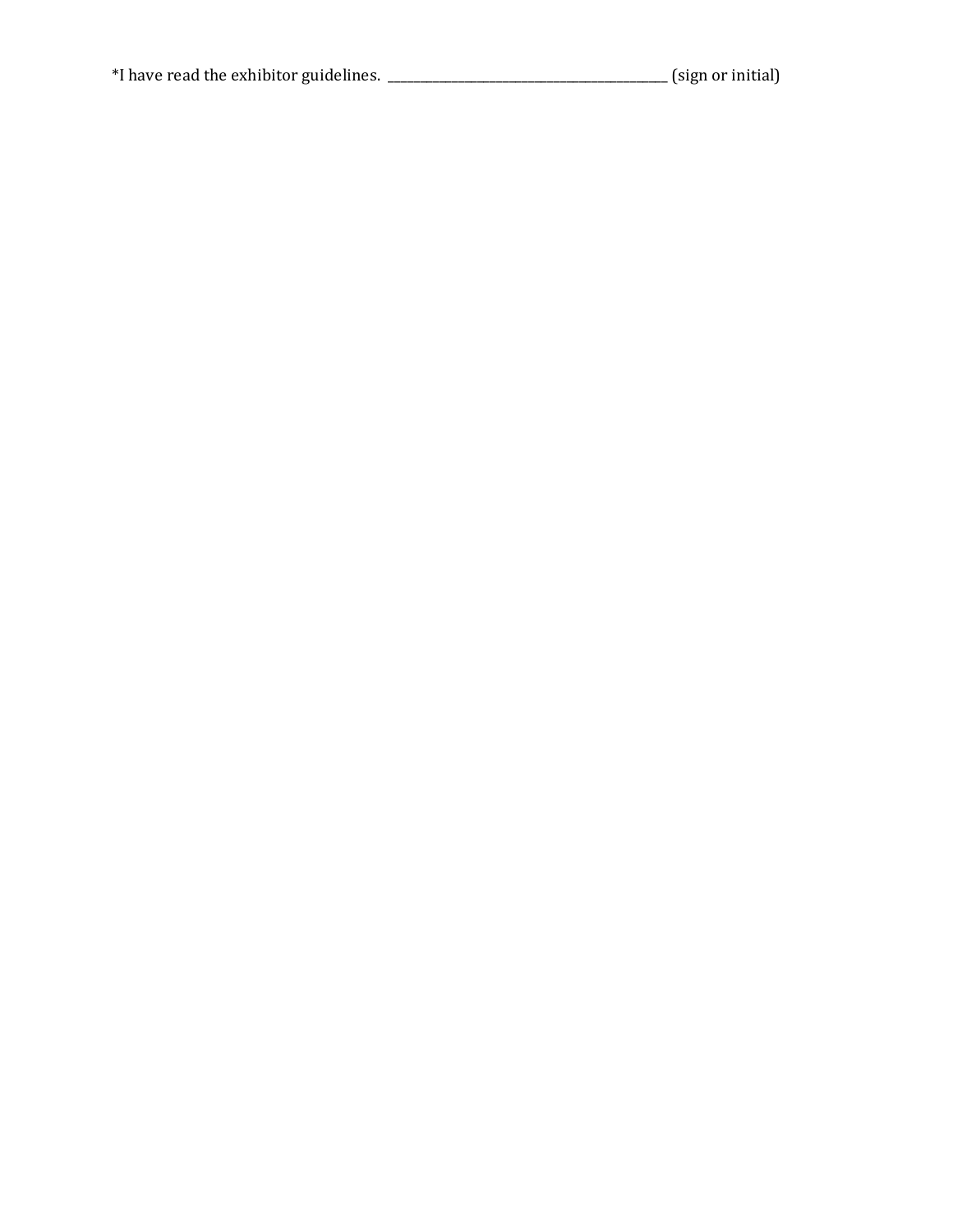*I have read the exhibitor guidelines. ___________________________________________ (sign or initial)